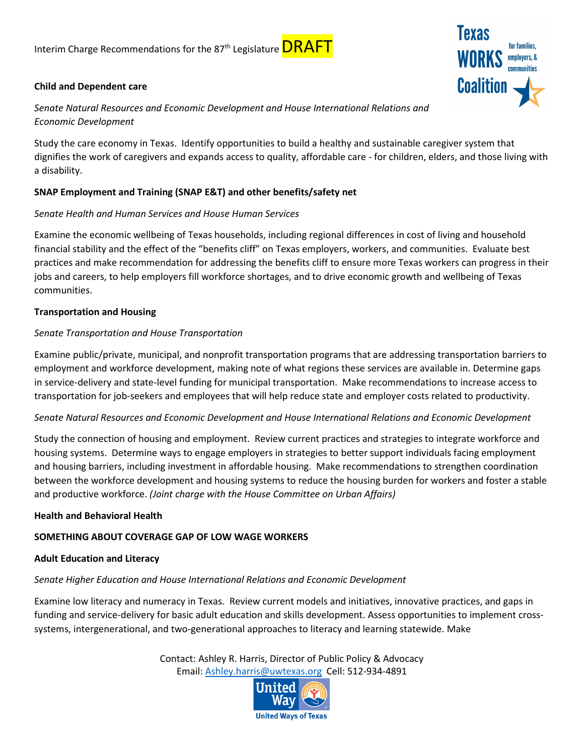Interim Charge Recommendations for the 87th Legislature DRAFT

Texas WORKS Coalition for families, employers, & communities

**Child and Dependent care**

*Senate Natural Resources and Economic Development and House International Relations and Economic Development*

Study the care economy in Texas. Identify opportunities to build a healthy and sustainable caregiver system that dignifies the work of caregivers and expands access to quality, affordable care - for children, elders, and those living with a disability.

**SNAP Employment and Training (SNAP E&T) and other benefits/safety net**

*Senate Health and Human Services and House Human Services*

Examine the economic wellbeing of Texas households, including regional differences in cost of living and household financial stability and the effect of the "benefits cliff" on Texas employers, workers, and communities. Evaluate best practices and make recommendation for addressing the benefits cliff to ensure more Texas workers can progress in their jobs and careers, to help employers fill workforce shortages, and to drive economic growth and wellbeing of Texas communities.

**Transportation and Housing**

*Senate Transportation and House Transportation*

Examine public/private, municipal, and nonprofit transportation programs that are addressing transportation barriers to employment and workforce development, making note of what regions these services are available in. Determine gaps in service-delivery and state-level funding for municipal transportation. Make recommendations to increase access to transportation for job-seekers and employees that will help reduce state and employer costs related to productivity.

*Senate Natural Resources and Economic Development and House International Relations and Economic Development*

Study the connection of housing and employment. Review current practices and strategies to integrate workforce and housing systems. Determine ways to engage employers in strategies to better support individuals facing employment and housing barriers, including investment in affordable housing. Make recommendations to strengthen coordination between the workforce development and housing systems to reduce the housing burden for workers and foster a stable and productive workforce. *(Joint charge with the House Committee on Urban Affairs)*

**Health and Behavioral Health**

**SOMETHING ABOUT COVERAGE GAP OF LOW WAGE WORKERS**

**Adult Education and Literacy**

*Senate Higher Education and House International Relations and Economic Development*

Examine low literacy and numeracy in Texas. Review current models and initiatives, innovative practices, and gaps in funding and service-delivery for basic adult education and skills development. Assess opportunities to implement cross-systems, intergenerational, and two-generational approaches to literacy and learning statewide. Make

Contact: Ashley R. Harris, Director of Public Policy & Advocacy
Email: Ashley.harris@uwtexas.org Cell: 512-934-4891

United Way
United Ways of Texas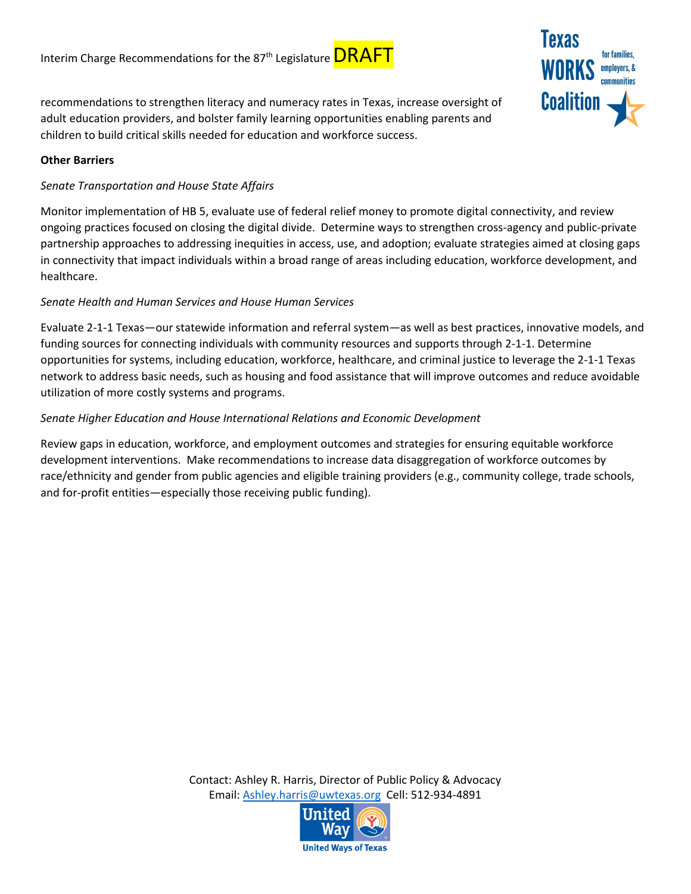recommendations to strengthen literacy and numeracy rates in Texas, increase oversight of adult education providers, and bolster family learning opportunities enabling parents and children to build critical skills needed for education and workforce success.

**Other Barriers**

*Senate Transportation and House State Affairs*

Monitor implementation of HB 5, evaluate use of federal relief money to promote digital connectivity, and review ongoing practices focused on closing the digital divide. Determine ways to strengthen cross-agency and public-private partnership approaches to addressing inequities in access, use, and adoption; evaluate strategies aimed at closing gaps in connectivity that impact individuals within a broad range of areas including education, workforce development, and healthcare.

*Senate Health and Human Services and House Human Services*

Evaluate 2-1-1 Texas—our statewide information and referral system—as well as best practices, innovative models, and funding sources for connecting individuals with community resources and supports through 2-1-1. Determine opportunities for systems, including education, workforce, healthcare, and criminal justice to leverage the 2-1-1 Texas network to address basic needs, such as housing and food assistance that will improve outcomes and reduce avoidable utilization of more costly systems and programs.

*Senate Higher Education and House International Relations and Economic Development*

Review gaps in education, workforce, and employment outcomes and strategies for ensuring equitable workforce development interventions. Make recommendations to increase data disaggregation of workforce outcomes by race/ethnicity and gender from public agencies and eligible training providers (e.g., community college, trade schools, and for-profit entities—especially those receiving public funding).

Contact: Ashley R. Harris, Director of Public Policy & Advocacy
Email: Ashley.harris@uwtexas.org Cell: 512-934-4891